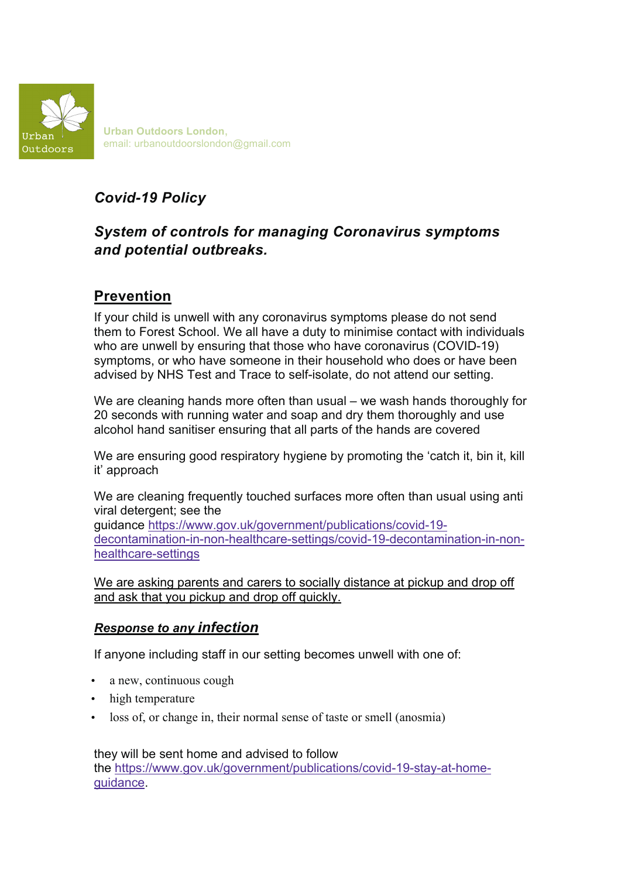Urban Outdoors London,
email: urbanoutdoorslondon@gmail.com

## *Covid-19 Policy*

## *System of controls for managing Coronavirus symptoms and potential outbreaks.*

### Prevention

If your child is unwell with any coronavirus symptoms please do not send them to Forest School. We all have a duty to minimise contact with individuals who are unwell by ensuring that those who have coronavirus (COVID-19) symptoms, or who have someone in their household who does or have been advised by NHS Test and Trace to self-isolate, do not attend our setting.

We are cleaning hands more often than usual – we wash hands thoroughly for 20 seconds with running water and soap and dry them thoroughly and use alcohol hand sanitiser ensuring that all parts of the hands are covered

We are ensuring good respiratory hygiene by promoting the 'catch it, bin it, kill it' approach

We are cleaning frequently touched surfaces more often than usual using anti viral detergent; see the guidance https://www.gov.uk/government/publications/covid-19-decontamination-in-non-healthcare-settings/covid-19-decontamination-in-non-healthcare-settings

We are asking parents and carers to socially distance at pickup and drop off and ask that you pickup and drop off quickly.

### *Response to any infection*

If anyone including staff in our setting becomes unwell with one of:

- a new, continuous cough
- high temperature
- loss of, or change in, their normal sense of taste or smell (anosmia)

they will be sent home and advised to follow the https://www.gov.uk/government/publications/covid-19-stay-at-home-guidance.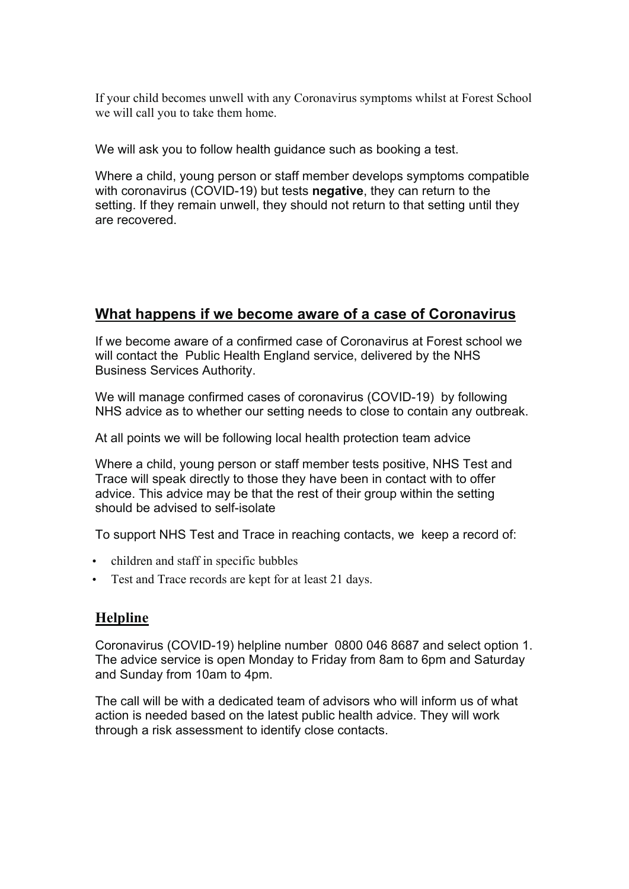If your child becomes unwell with any Coronavirus symptoms whilst at Forest School we will call you to take them home.

We will ask you to follow health guidance such as booking a test.

Where a child, young person or staff member develops symptoms compatible with coronavirus (COVID-19) but tests **negative**, they can return to the setting. If they remain unwell, they should not return to that setting until they are recovered.

## What happens if we become aware of a case of Coronavirus

If we become aware of a confirmed case of Coronavirus at Forest school we will contact the Public Health England service, delivered by the NHS Business Services Authority.

We will manage confirmed cases of coronavirus (COVID-19) by following NHS advice as to whether our setting needs to close to contain any outbreak.

At all points we will be following local health protection team advice

Where a child, young person or staff member tests positive, NHS Test and Trace will speak directly to those they have been in contact with to offer advice. This advice may be that the rest of their group within the setting should be advised to self-isolate

To support NHS Test and Trace in reaching contacts, we keep a record of:

- children and staff in specific bubbles
- Test and Trace records are kept for at least 21 days.

## Helpline

Coronavirus (COVID-19) helpline number 0800 046 8687 and select option 1. The advice service is open Monday to Friday from 8am to 6pm and Saturday and Sunday from 10am to 4pm.

The call will be with a dedicated team of advisors who will inform us of what action is needed based on the latest public health advice. They will work through a risk assessment to identify close contacts.